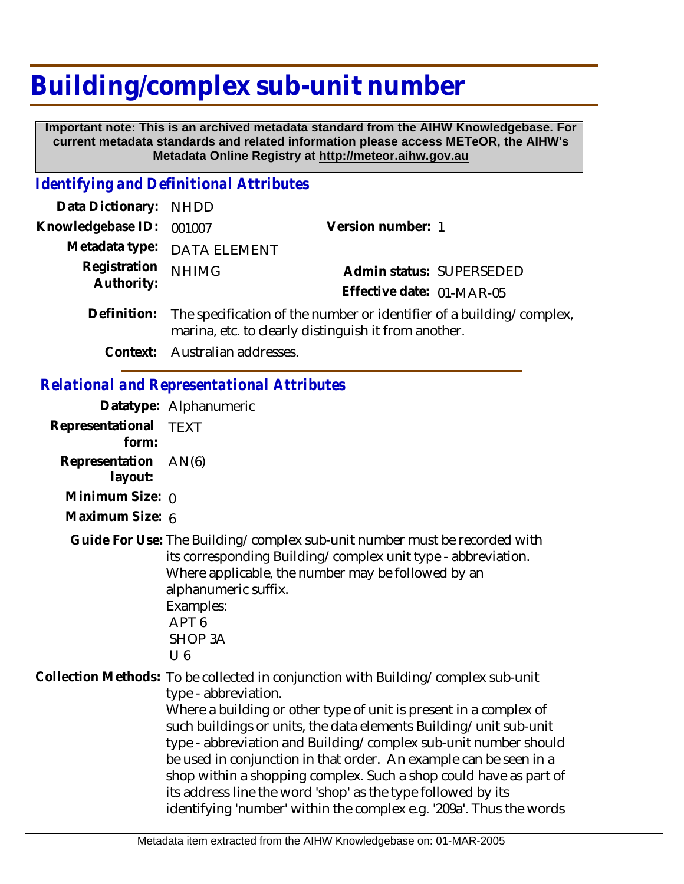# Building/complex sub-unit number

**Important note: This is an archived metadata standard from the AIHW Knowledgebase. For current metadata standards and related information please access METeOR, the AIHW's Metadata Online Registry at http://meteor.aihw.gov.au**

## *Identifying and Definitional Attributes*

**Data Dictionary:** NHDD

**Knowledgebase ID:** 001007

**Version number:** 1

**Metadata type:** DATA ELEMENT

**Registration Authority:** NHIMG

**Admin status:** SUPERSEDED

**Effective date:** 01-MAR-05

**Definition:** The specification of the number or identifier of a building/complex, marina, etc. to clearly distinguish it from another.

**Context:** Australian addresses.

## *Relational and Representational Attributes*

**Datatype:** Alphanumeric

**Representational form:** TEXT

**Representation layout:** AN(6)

**Minimum Size:** 0

**Maximum Size:** 6

**Guide For Use:** The Building/complex sub-unit number must be recorded with its corresponding Building/complex unit type - abbreviation.
Where applicable, the number may be followed by an alphanumeric suffix.
Examples:
APT 6
SHOP 3A
U 6

**Collection Methods:** To be collected in conjunction with Building/complex sub-unit type - abbreviation.
Where a building or other type of unit is present in a complex of such buildings or units, the data elements Building/unit sub-unit type - abbreviation and Building/complex sub-unit number should be used in conjunction in that order. An example can be seen in a shop within a shopping complex. Such a shop could have as part of its address line the word 'shop' as the type followed by its identifying 'number' within the complex e.g. '209a'. Thus the words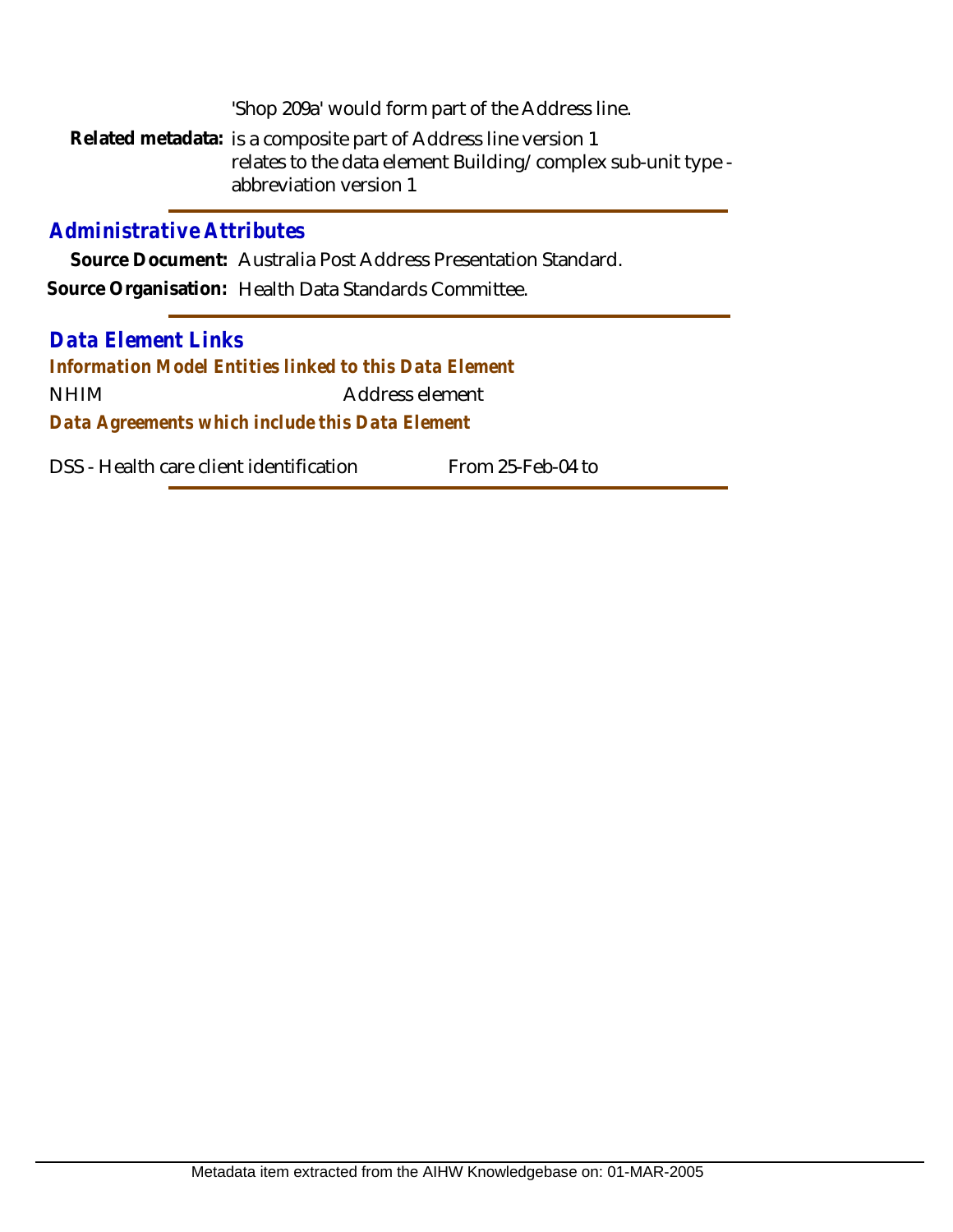'Shop 209a' would form part of the Address line.

**Related metadata:** is a composite part of Address line version 1
relates to the data element Building/complex sub-unit type - abbreviation version 1

## Administrative Attributes

**Source Document:** Australia Post Address Presentation Standard.

**Source Organisation:** Health Data Standards Committee.

## Data Element Links

### Information Model Entities linked to this Data Element

| | |
|---|---|
| NHIM | Address element |

### Data Agreements which include this Data Element

| | |
|---|---|
| DSS - Health care client identification | From 25-Feb-04 to |

Metadata item extracted from the AIHW Knowledgebase on: 01-MAR-2005